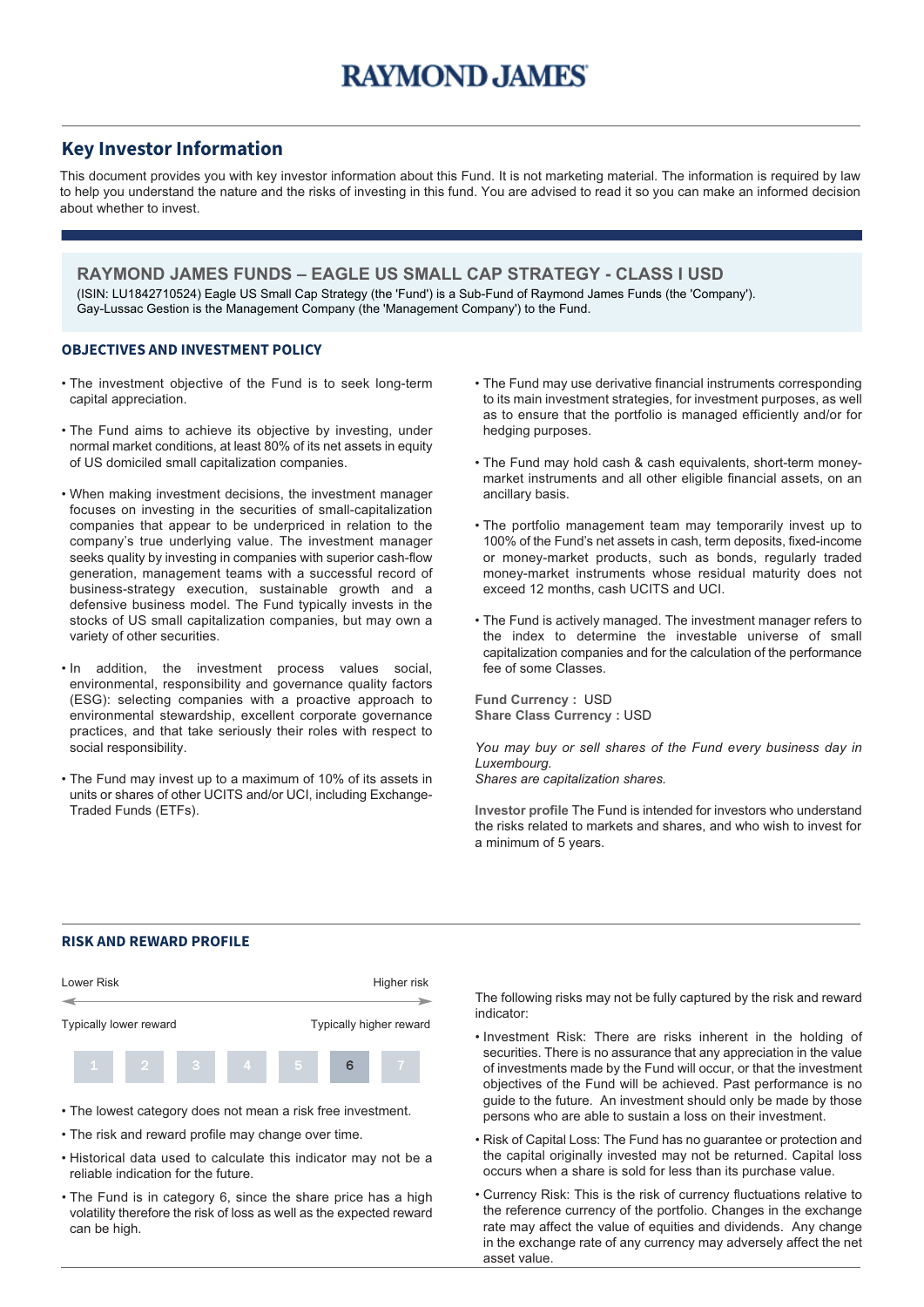RAYMOND JAMES

## Key Investor Information

This document provides you with key investor information about this Fund. It is not marketing material. The information is required by law to help you understand the nature and the risks of investing in this fund. You are advised to read it so you can make an informed decision about whether to invest.

### RAYMOND JAMES FUNDS – EAGLE US SMALL CAP STRATEGY - CLASS I USD

(ISIN: LU1842710524) Eagle US Small Cap Strategy (the 'Fund') is a Sub-Fund of Raymond James Funds (the 'Company'). Gay-Lussac Gestion is the Management Company (the 'Management Company') to the Fund.

#### OBJECTIVES AND INVESTMENT POLICY

- The investment objective of the Fund is to seek long-term capital appreciation.
- The Fund aims to achieve its objective by investing, under normal market conditions, at least 80% of its net assets in equity of US domiciled small capitalization companies.
- When making investment decisions, the investment manager focuses on investing in the securities of small-capitalization companies that appear to be underpriced in relation to the company's true underlying value. The investment manager seeks quality by investing in companies with superior cash-flow generation, management teams with a successful record of business-strategy execution, sustainable growth and a defensive business model. The Fund typically invests in the stocks of US small capitalization companies, but may own a variety of other securities.
- In addition, the investment process values social, environmental, responsibility and governance quality factors (ESG): selecting companies with a proactive approach to environmental stewardship, excellent corporate governance practices, and that take seriously their roles with respect to social responsibility.
- The Fund may invest up to a maximum of 10% of its assets in units or shares of other UCITS and/or UCI, including Exchange-Traded Funds (ETFs).
- The Fund may use derivative financial instruments corresponding to its main investment strategies, for investment purposes, as well as to ensure that the portfolio is managed efficiently and/or for hedging purposes.
- The Fund may hold cash & cash equivalents, short-term money-market instruments and all other eligible financial assets, on an ancillary basis.
- The portfolio management team may temporarily invest up to 100% of the Fund's net assets in cash, term deposits, fixed-income or money-market products, such as bonds, regularly traded money-market instruments whose residual maturity does not exceed 12 months, cash UCITS and UCI.
- The Fund is actively managed. The investment manager refers to the index to determine the investable universe of small capitalization companies and for the calculation of the performance fee of some Classes.

**Fund Currency :** USD
**Share Class Currency :** USD

*You may buy or sell shares of the Fund every business day in Luxembourg.*
*Shares are capitalization shares.*

**Investor profile** The Fund is intended for investors who understand the risks related to markets and shares, and who wish to invest for a minimum of 5 years.

#### RISK AND REWARD PROFILE

Lower Risk — Higher risk

Typically lower reward — Typically higher reward

| 1 | 2 | 3 | 4 | 5 | **6** | 7 |
|---|---|---|---|---|---|---|

- The lowest category does not mean a risk free investment.
- The risk and reward profile may change over time.
- Historical data used to calculate this indicator may not be a reliable indication for the future.
- The Fund is in category 6, since the share price has a high volatility therefore the risk of loss as well as the expected reward can be high.

The following risks may not be fully captured by the risk and reward indicator:

- Investment Risk: There are risks inherent in the holding of securities. There is no assurance that any appreciation in the value of investments made by the Fund will occur, or that the investment objectives of the Fund will be achieved. Past performance is no guide to the future. An investment should only be made by those persons who are able to sustain a loss on their investment.
- Risk of Capital Loss: The Fund has no guarantee or protection and the capital originally invested may not be returned. Capital loss occurs when a share is sold for less than its purchase value.
- Currency Risk: This is the risk of currency fluctuations relative to the reference currency of the portfolio. Changes in the exchange rate may affect the value of equities and dividends. Any change in the exchange rate of any currency may adversely affect the net asset value.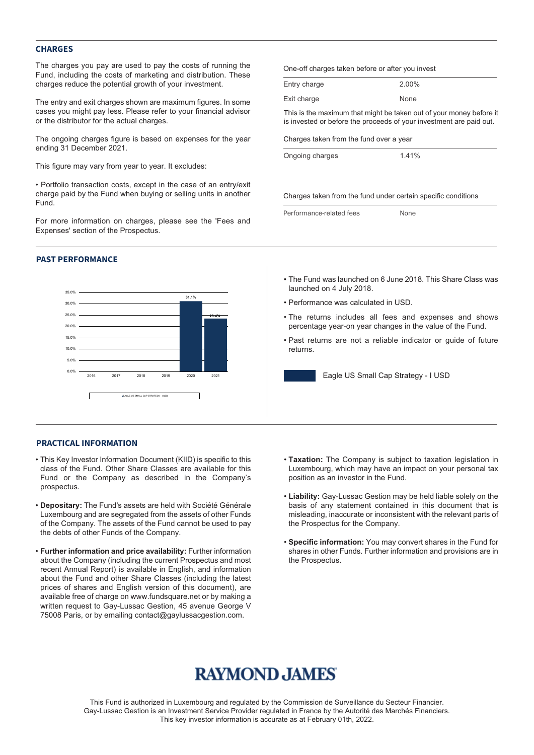## CHARGES

The charges you pay are used to pay the costs of running the Fund, including the costs of marketing and distribution. These charges reduce the potential growth of your investment.

The entry and exit charges shown are maximum figures. In some cases you might pay less. Please refer to your financial advisor or the distributor for the actual charges.

The ongoing charges figure is based on expenses for the year ending 31 December 2021.

This figure may vary from year to year. It excludes:

• Portfolio transaction costs, except in the case of an entry/exit charge paid by the Fund when buying or selling units in another Fund.

For more information on charges, please see the 'Fees and Expenses' section of the Prospectus.

One-off charges taken before or after you invest

| | |
|---|---|
| Entry charge | 2.00% |
| Exit charge | None |

This is the maximum that might be taken out of your money before it is invested or before the proceeds of your investment are paid out.

Charges taken from the fund over a year

| | |
|---|---|
| Ongoing charges | 1.41% |

Charges taken from the fund under certain specific conditions

| | |
|---|---|
| Performance-related fees | None |

## PAST PERFORMANCE

35.0%
30.0%
25.0%
20.0%
15.0%
10.0%
5.0%
0.0%

31.1%
23.4%

2016 2017 2018 2019 2020 2021

EAGLE US SMALL CAP STRATEGY - I USD

• The Fund was launched on 6 June 2018. This Share Class was launched on 4 July 2018.

• Performance was calculated in USD.

• The returns includes all fees and expenses and shows percentage year-on year changes in the value of the Fund.

• Past returns are not a reliable indicator or guide of future returns.

Eagle US Small Cap Strategy - I USD

## PRACTICAL INFORMATION

• This Key Investor Information Document (KIID) is specific to this class of the Fund. Other Share Classes are available for this Fund or the Company as described in the Company's prospectus.

• **Depositary:** The Fund's assets are held with Société Générale Luxembourg and are segregated from the assets of other Funds of the Company. The assets of the Fund cannot be used to pay the debts of other Funds of the Company.

• **Further information and price availability:** Further information about the Company (including the current Prospectus and most recent Annual Report) is available in English, and information about the Fund and other Share Classes (including the latest prices of shares and English version of this document), are available free of charge on www.fundsquare.net or by making a written request to Gay-Lussac Gestion, 45 avenue George V 75008 Paris, or by emailing contact@gaylussacgestion.com.

• **Taxation:** The Company is subject to taxation legislation in Luxembourg, which may have an impact on your personal tax position as an investor in the Fund.

• **Liability:** Gay-Lussac Gestion may be held liable solely on the basis of any statement contained in this document that is misleading, inaccurate or inconsistent with the relevant parts of the Prospectus for the Company.

• **Specific information:** You may convert shares in the Fund for shares in other Funds. Further information and provisions are in the Prospectus.

RAYMOND JAMES

This Fund is authorized in Luxembourg and regulated by the Commission de Surveillance du Secteur Financier.
Gay-Lussac Gestion is an Investment Service Provider regulated in France by the Autorité des Marchés Financiers.
This key investor information is accurate as at February 01th, 2022.